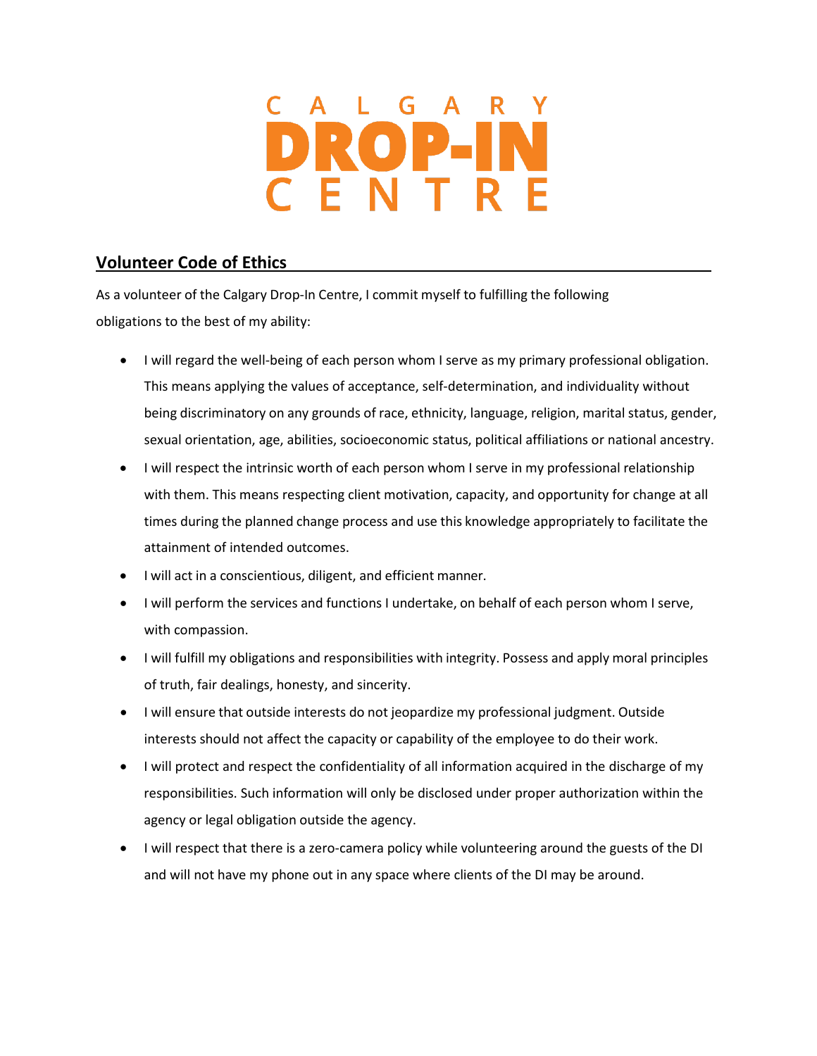# CALGARY DROP-IN CENTRE

## Volunteer Code of Ethics

As a volunteer of the Calgary Drop-In Centre, I commit myself to fulfilling the following obligations to the best of my ability:

- I will regard the well-being of each person whom I serve as my primary professional obligation. This means applying the values of acceptance, self-determination, and individuality without being discriminatory on any grounds of race, ethnicity, language, religion, marital status, gender, sexual orientation, age, abilities, socioeconomic status, political affiliations or national ancestry.
- I will respect the intrinsic worth of each person whom I serve in my professional relationship with them. This means respecting client motivation, capacity, and opportunity for change at all times during the planned change process and use this knowledge appropriately to facilitate the attainment of intended outcomes.
- I will act in a conscientious, diligent, and efficient manner.
- I will perform the services and functions I undertake, on behalf of each person whom I serve, with compassion.
- I will fulfill my obligations and responsibilities with integrity. Possess and apply moral principles of truth, fair dealings, honesty, and sincerity.
- I will ensure that outside interests do not jeopardize my professional judgment. Outside interests should not affect the capacity or capability of the employee to do their work.
- I will protect and respect the confidentiality of all information acquired in the discharge of my responsibilities. Such information will only be disclosed under proper authorization within the agency or legal obligation outside the agency.
- I will respect that there is a zero-camera policy while volunteering around the guests of the DI and will not have my phone out in any space where clients of the DI may be around.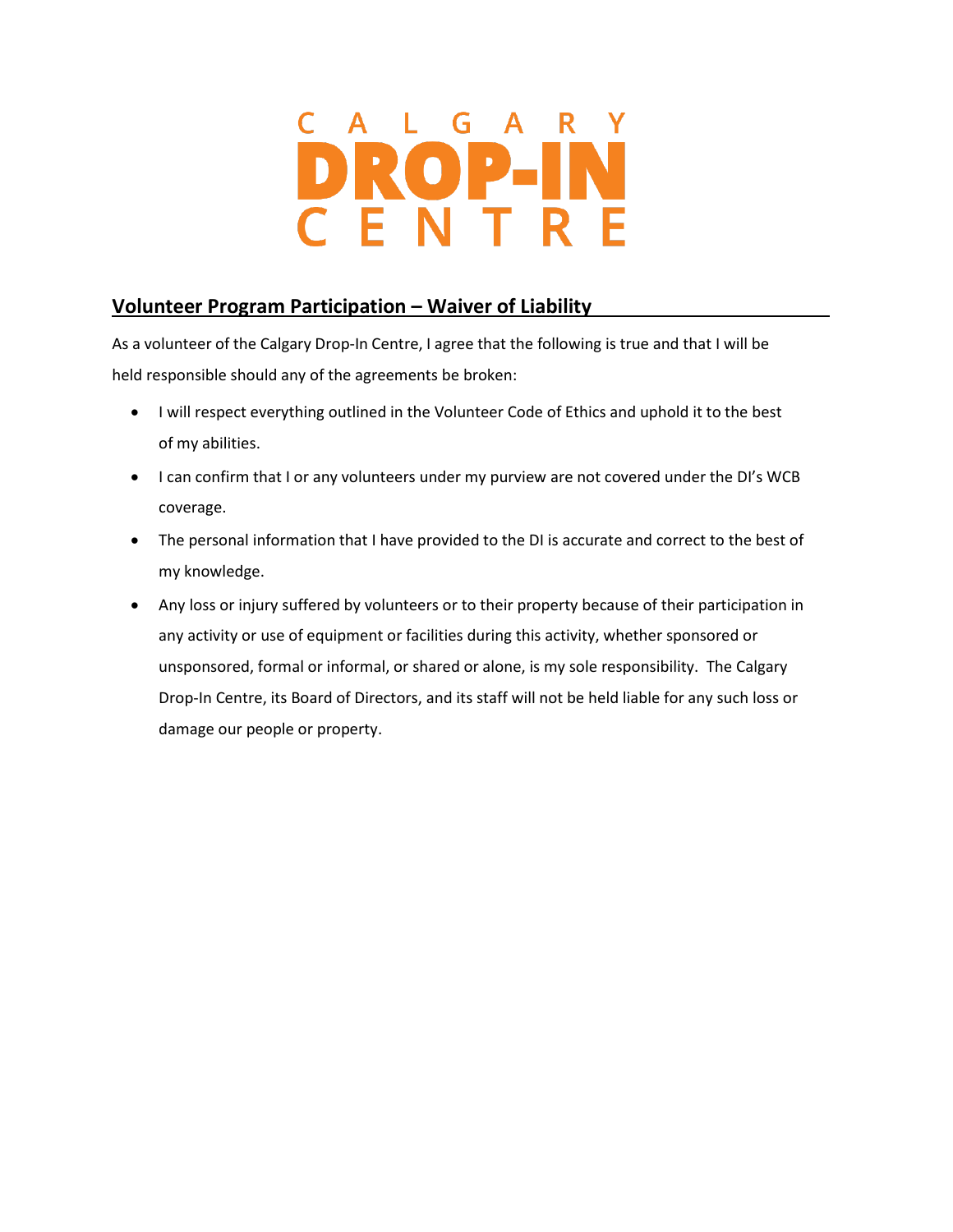CALGARY DROP-IN CENTRE

## Volunteer Program Participation – Waiver of Liability

As a volunteer of the Calgary Drop-In Centre, I agree that the following is true and that I will be held responsible should any of the agreements be broken:

- I will respect everything outlined in the Volunteer Code of Ethics and uphold it to the best of my abilities.
- I can confirm that I or any volunteers under my purview are not covered under the DI's WCB coverage.
- The personal information that I have provided to the DI is accurate and correct to the best of my knowledge.
- Any loss or injury suffered by volunteers or to their property because of their participation in any activity or use of equipment or facilities during this activity, whether sponsored or unsponsored, formal or informal, or shared or alone, is my sole responsibility. The Calgary Drop-In Centre, its Board of Directors, and its staff will not be held liable for any such loss or damage our people or property.